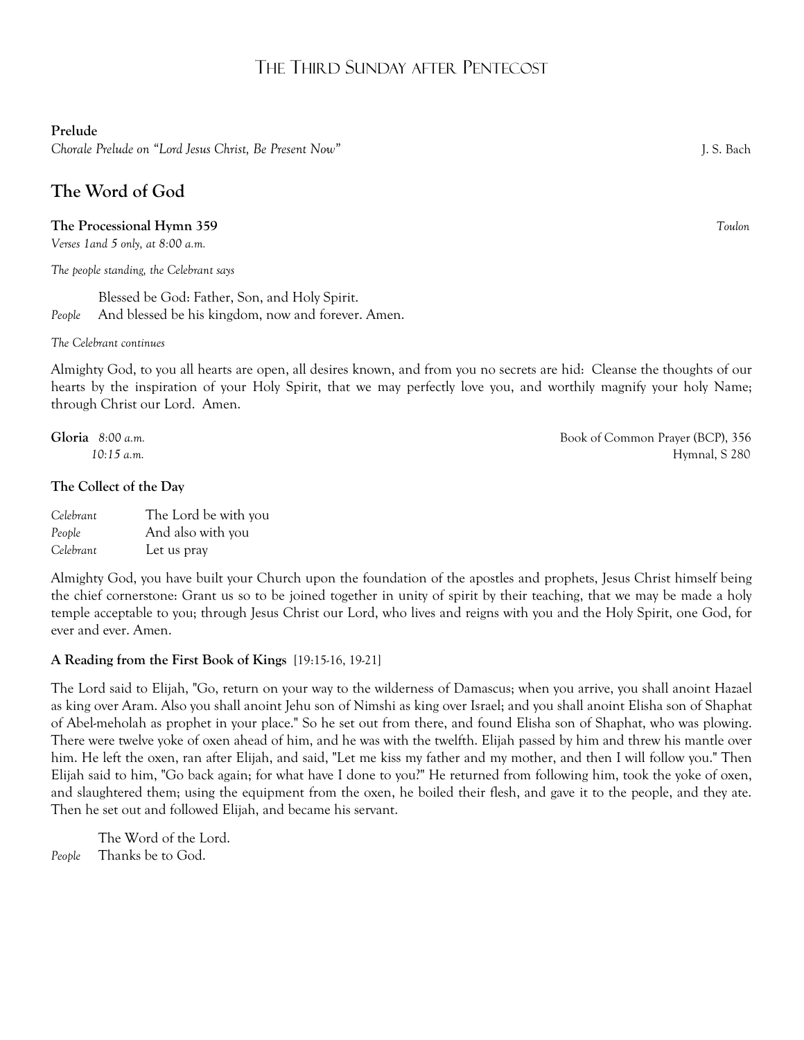# The Third Sunday after Pentecost

**Prelude**
*Chorale Prelude on "Lord Jesus Christ, Be Present Now"* J. S. Bach

## The Word of God

**The Processional Hymn 359** *Toulon*
*Verses 1and 5 only, at 8:00 a.m.*

*The people standing, the Celebrant says*

Blessed be God: Father, Son, and Holy Spirit.
*People* And blessed be his kingdom, now and forever. Amen.

*The Celebrant continues*

Almighty God, to you all hearts are open, all desires known, and from you no secrets are hid: Cleanse the thoughts of our hearts by the inspiration of your Holy Spirit, that we may perfectly love you, and worthily magnify your holy Name; through Christ our Lord. Amen.

**Gloria** *8:00 a.m.* Book of Common Prayer (BCP), 356
*10:15 a.m.* Hymnal, S 280

**The Collect of the Day**

*Celebrant* The Lord be with you
*People* And also with you
*Celebrant* Let us pray

Almighty God, you have built your Church upon the foundation of the apostles and prophets, Jesus Christ himself being the chief cornerstone: Grant us so to be joined together in unity of spirit by their teaching, that we may be made a holy temple acceptable to you; through Jesus Christ our Lord, who lives and reigns with you and the Holy Spirit, one God, for ever and ever. Amen.

**A Reading from the First Book of Kings** [19:15-16, 19-21]

The Lord said to Elijah, "Go, return on your way to the wilderness of Damascus; when you arrive, you shall anoint Hazael as king over Aram. Also you shall anoint Jehu son of Nimshi as king over Israel; and you shall anoint Elisha son of Shaphat of Abel-meholah as prophet in your place." So he set out from there, and found Elisha son of Shaphat, who was plowing. There were twelve yoke of oxen ahead of him, and he was with the twelfth. Elijah passed by him and threw his mantle over him. He left the oxen, ran after Elijah, and said, "Let me kiss my father and my mother, and then I will follow you." Then Elijah said to him, "Go back again; for what have I done to you?" He returned from following him, took the yoke of oxen, and slaughtered them; using the equipment from the oxen, he boiled their flesh, and gave it to the people, and they ate. Then he set out and followed Elijah, and became his servant.

The Word of the Lord.
*People* Thanks be to God.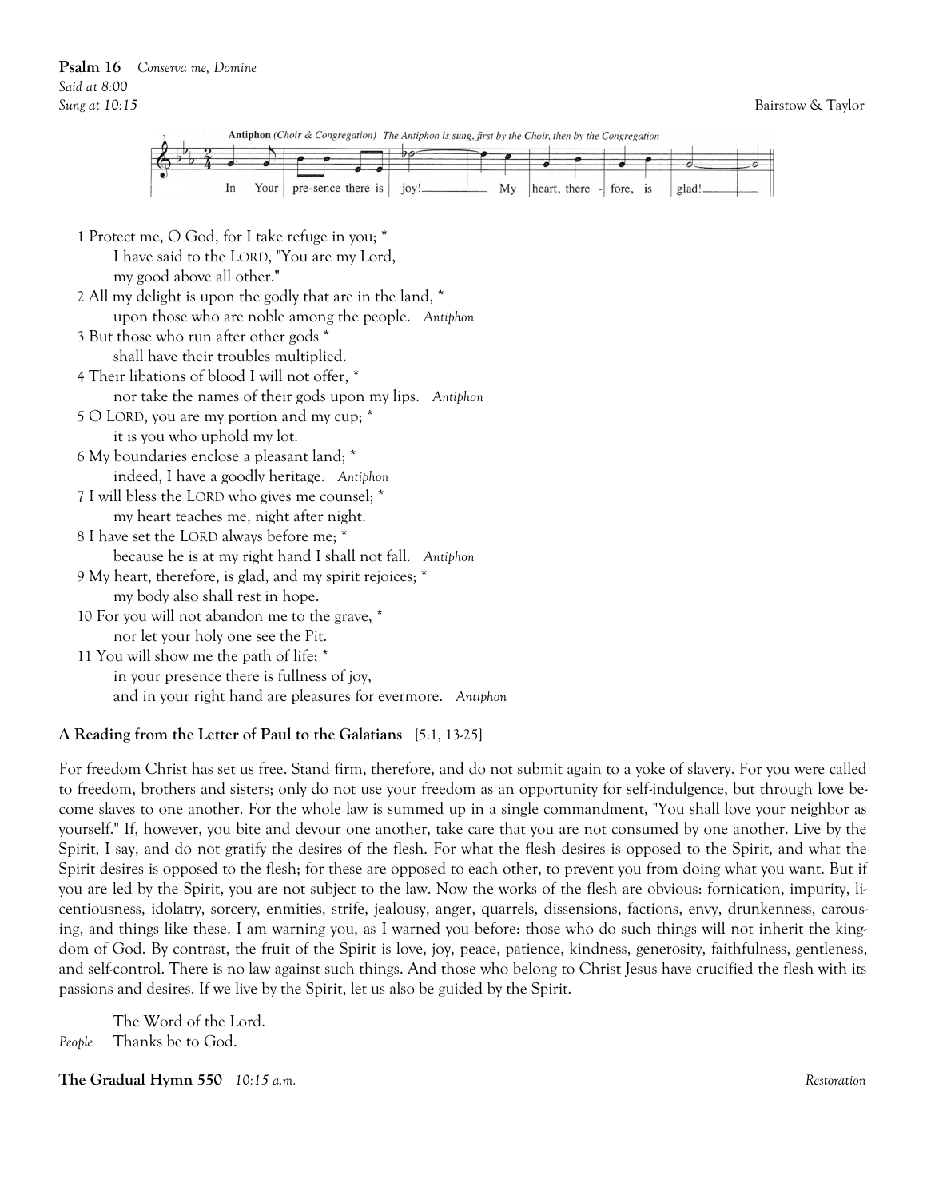**Psalm 16** *Conserva me, Domine*
*Said at 8:00*
*Sung at 10:15* Bairstow & Taylor

**Antiphon** *(Choir & Congregation) The Antiphon is sung, first by the Choir, then by the Congregation*

In Your pre-sence there is joy! My heart, there - fore, is glad!

1 Protect me, O God, for I take refuge in you; *
  I have said to the LORD, "You are my Lord,
  my good above all other."
2 All my delight is upon the godly that are in the land, *
  upon those who are noble among the people. *Antiphon*
3 But those who run after other gods *
  shall have their troubles multiplied.
4 Their libations of blood I will not offer, *
  nor take the names of their gods upon my lips. *Antiphon*
5 O LORD, you are my portion and my cup; *
  it is you who uphold my lot.
6 My boundaries enclose a pleasant land; *
  indeed, I have a goodly heritage. *Antiphon*
7 I will bless the LORD who gives me counsel; *
  my heart teaches me, night after night.
8 I have set the LORD always before me; *
  because he is at my right hand I shall not fall. *Antiphon*
9 My heart, therefore, is glad, and my spirit rejoices; *
  my body also shall rest in hope.
10 For you will not abandon me to the grave, *
  nor let your holy one see the Pit.
11 You will show me the path of life; *
  in your presence there is fullness of joy,
  and in your right hand are pleasures for evermore. *Antiphon*

**A Reading from the Letter of Paul to the Galatians** [5:1, 13-25]

For freedom Christ has set us free. Stand firm, therefore, and do not submit again to a yoke of slavery. For you were called to freedom, brothers and sisters; only do not use your freedom as an opportunity for self-indulgence, but through love become slaves to one another. For the whole law is summed up in a single commandment, "You shall love your neighbor as yourself." If, however, you bite and devour one another, take care that you are not consumed by one another. Live by the Spirit, I say, and do not gratify the desires of the flesh. For what the flesh desires is opposed to the Spirit, and what the Spirit desires is opposed to the flesh; for these are opposed to each other, to prevent you from doing what you want. But if you are led by the Spirit, you are not subject to the law. Now the works of the flesh are obvious: fornication, impurity, licentiousness, idolatry, sorcery, enmities, strife, jealousy, anger, quarrels, dissensions, factions, envy, drunkenness, carousing, and things like these. I am warning you, as I warned you before: those who do such things will not inherit the kingdom of God. By contrast, the fruit of the Spirit is love, joy, peace, patience, kindness, generosity, faithfulness, gentleness, and self-control. There is no law against such things. And those who belong to Christ Jesus have crucified the flesh with its passions and desires. If we live by the Spirit, let us also be guided by the Spirit.

  The Word of the Lord.
*People* Thanks be to God.

**The Gradual Hymn 550** *10:15 a.m.* *Restoration*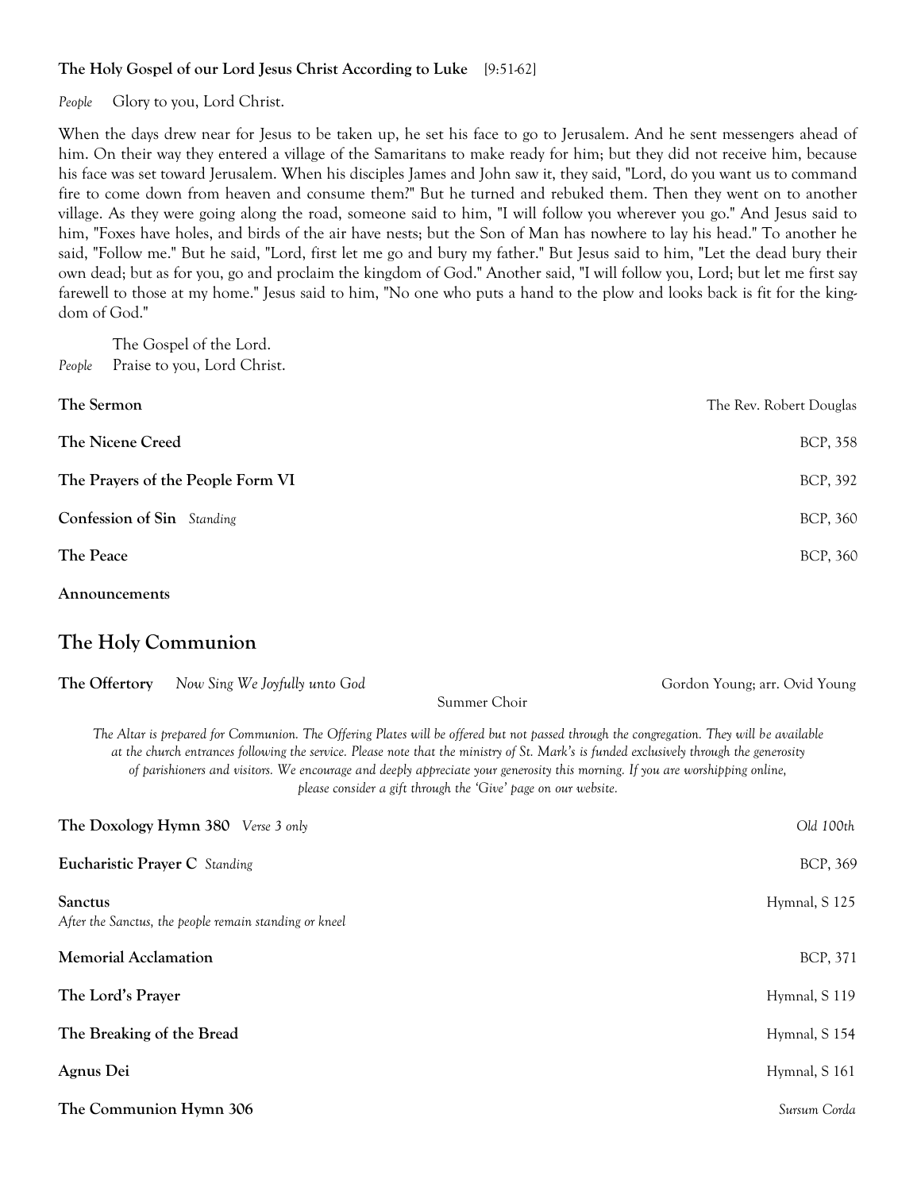**The Holy Gospel of our Lord Jesus Christ According to Luke** [9:51-62]

*People* Glory to you, Lord Christ.

When the days drew near for Jesus to be taken up, he set his face to go to Jerusalem. And he sent messengers ahead of him. On their way they entered a village of the Samaritans to make ready for him; but they did not receive him, because his face was set toward Jerusalem. When his disciples James and John saw it, they said, "Lord, do you want us to command fire to come down from heaven and consume them?" But he turned and rebuked them. Then they went on to another village. As they were going along the road, someone said to him, "I will follow you wherever you go." And Jesus said to him, "Foxes have holes, and birds of the air have nests; but the Son of Man has nowhere to lay his head." To another he said, "Follow me." But he said, "Lord, first let me go and bury my father." But Jesus said to him, "Let the dead bury their own dead; but as for you, go and proclaim the kingdom of God." Another said, "I will follow you, Lord; but let me first say farewell to those at my home." Jesus said to him, "No one who puts a hand to the plow and looks back is fit for the kingdom of God."

The Gospel of the Lord.
*People* Praise to you, Lord Christ.

**The Sermon** — The Rev. Robert Douglas

**The Nicene Creed** — BCP, 358

**The Prayers of the People Form VI** — BCP, 392

**Confession of Sin** *Standing* — BCP, 360

**The Peace** — BCP, 360

**Announcements**

## The Holy Communion

**The Offertory** *Now Sing We Joyfully unto God* — Gordon Young; arr. Ovid Young
Summer Choir

*The Altar is prepared for Communion. The Offering Plates will be offered but not passed through the congregation. They will be available at the church entrances following the service. Please note that the ministry of St. Mark's is funded exclusively through the generosity of parishioners and visitors. We encourage and deeply appreciate your generosity this morning. If you are worshipping online, please consider a gift through the 'Give' page on our website.*

**The Doxology Hymn 380** *Verse 3 only* — *Old 100th*

**Eucharistic Prayer C** *Standing* — BCP, 369

**Sanctus** — Hymnal, S 125
*After the Sanctus, the people remain standing or kneel*

**Memorial Acclamation** — BCP, 371

**The Lord's Prayer** — Hymnal, S 119

**The Breaking of the Bread** — Hymnal, S 154

**Agnus Dei** — Hymnal, S 161

**The Communion Hymn 306** — *Sursum Corda*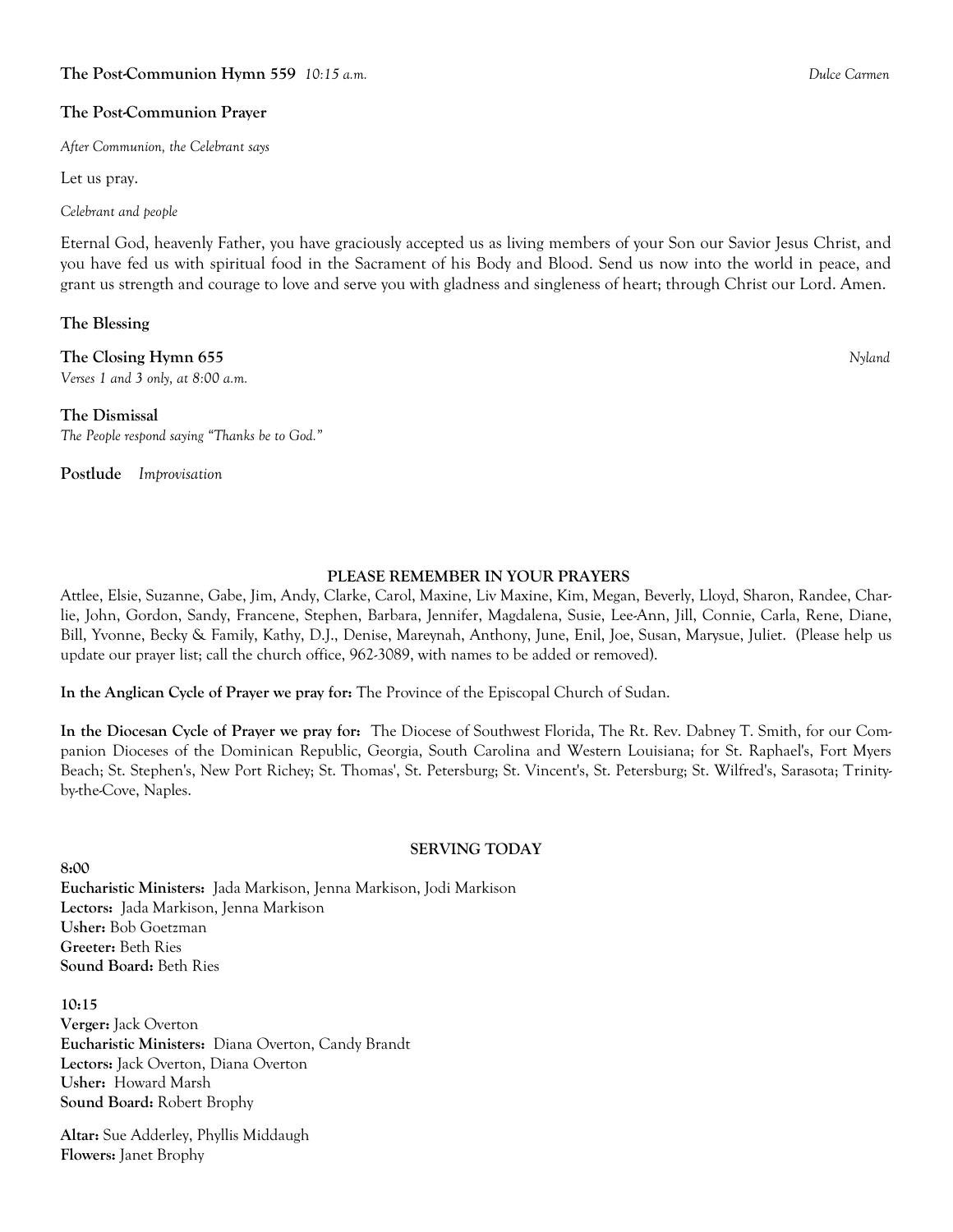**The Post-Communion Hymn 559** *10:15 a.m.* *Dulce Carmen*

**The Post-Communion Prayer**

*After Communion, the Celebrant says*

Let us pray.

*Celebrant and people*

Eternal God, heavenly Father, you have graciously accepted us as living members of your Son our Savior Jesus Christ, and you have fed us with spiritual food in the Sacrament of his Body and Blood. Send us now into the world in peace, and grant us strength and courage to love and serve you with gladness and singleness of heart; through Christ our Lord. Amen.

**The Blessing**

**The Closing Hymn 655** *Nyland*
*Verses 1 and 3 only, at 8:00 a.m.*

**The Dismissal**
*The People respond saying "Thanks be to God."*

**Postlude** *Improvisation*

**PLEASE REMEMBER IN YOUR PRAYERS**

Attlee, Elsie, Suzanne, Gabe, Jim, Andy, Clarke, Carol, Maxine, Liv Maxine, Kim, Megan, Beverly, Lloyd, Sharon, Randee, Charlie, John, Gordon, Sandy, Francene, Stephen, Barbara, Jennifer, Magdalena, Susie, Lee-Ann, Jill, Connie, Carla, Rene, Diane, Bill, Yvonne, Becky & Family, Kathy, D.J., Denise, Mareynah, Anthony, June, Enil, Joe, Susan, Marysue, Juliet. (Please help us update our prayer list; call the church office, 962-3089, with names to be added or removed).

**In the Anglican Cycle of Prayer we pray for:** The Province of the Episcopal Church of Sudan.

**In the Diocesan Cycle of Prayer we pray for:** The Diocese of Southwest Florida, The Rt. Rev. Dabney T. Smith, for our Companion Dioceses of the Dominican Republic, Georgia, South Carolina and Western Louisiana; for St. Raphael's, Fort Myers Beach; St. Stephen's, New Port Richey; St. Thomas', St. Petersburg; St. Vincent's, St. Petersburg; St. Wilfred's, Sarasota; Trinity-by-the-Cove, Naples.

**SERVING TODAY**

**8:00**
**Eucharistic Ministers:** Jada Markison, Jenna Markison, Jodi Markison
**Lectors:** Jada Markison, Jenna Markison
**Usher:** Bob Goetzman
**Greeter:** Beth Ries
**Sound Board:** Beth Ries

**10:15**
**Verger:** Jack Overton
**Eucharistic Ministers:** Diana Overton, Candy Brandt
**Lectors:** Jack Overton, Diana Overton
**Usher:** Howard Marsh
**Sound Board:** Robert Brophy

**Altar:** Sue Adderley, Phyllis Middaugh
**Flowers:** Janet Brophy